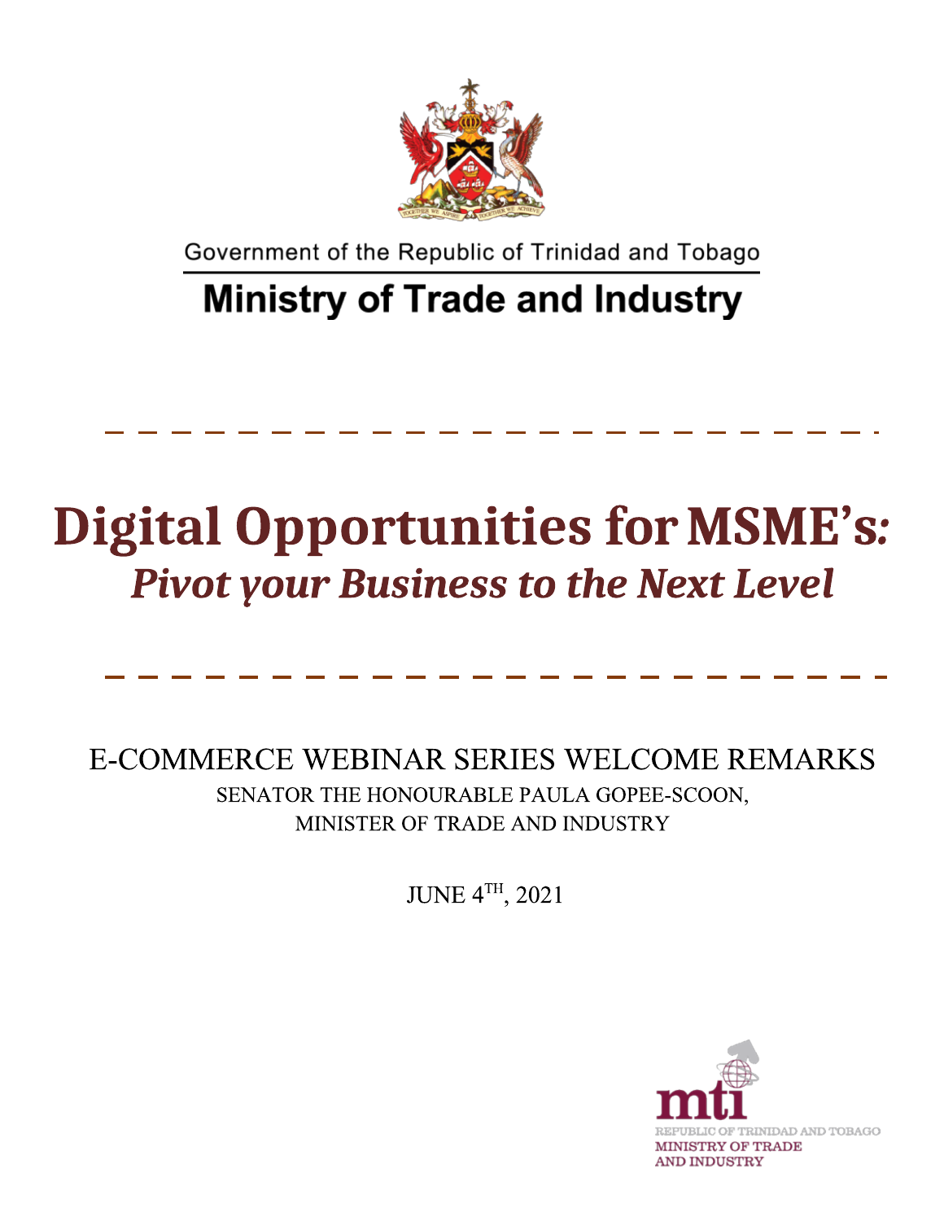Government of the Republic of Trinidad and Tobago

# Ministry of Trade and Industry

# Digital Opportunities for MSME's:

## *Pivot your Business to the Next Level*

E-COMMERCE WEBINAR SERIES WELCOME REMARKS

SENATOR THE HONOURABLE PAULA GOPEE-SCOON,
MINISTER OF TRADE AND INDUSTRY

JUNE 4TH, 2021

mti
REPUBLIC OF TRINIDAD AND TOBAGO
MINISTRY OF TRADE AND INDUSTRY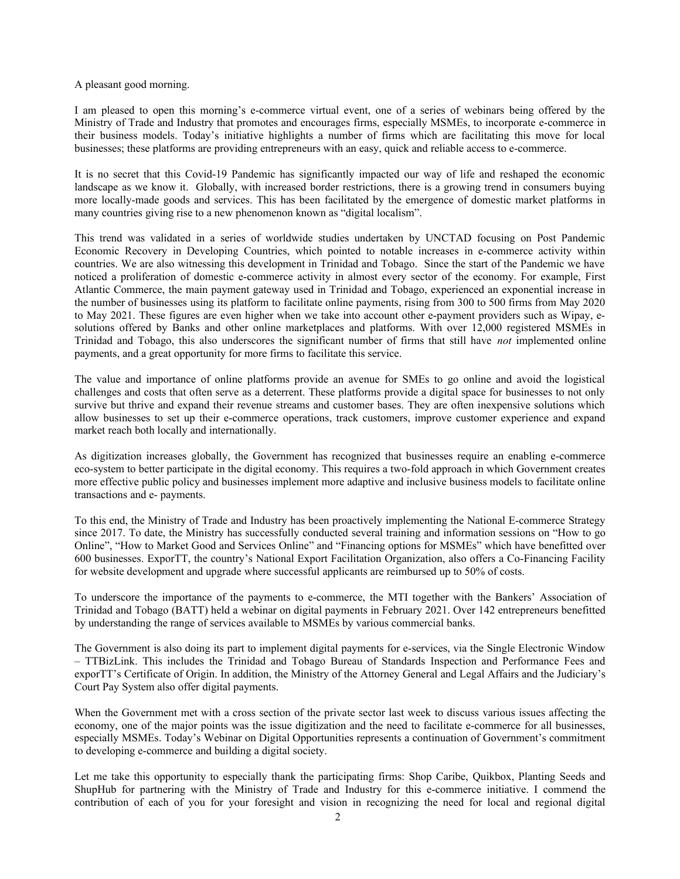A pleasant good morning.

I am pleased to open this morning's e-commerce virtual event, one of a series of webinars being offered by the Ministry of Trade and Industry that promotes and encourages firms, especially MSMEs, to incorporate e-commerce in their business models. Today's initiative highlights a number of firms which are facilitating this move for local businesses; these platforms are providing entrepreneurs with an easy, quick and reliable access to e-commerce.

It is no secret that this Covid-19 Pandemic has significantly impacted our way of life and reshaped the economic landscape as we know it. Globally, with increased border restrictions, there is a growing trend in consumers buying more locally-made goods and services. This has been facilitated by the emergence of domestic market platforms in many countries giving rise to a new phenomenon known as "digital localism".

This trend was validated in a series of worldwide studies undertaken by UNCTAD focusing on Post Pandemic Economic Recovery in Developing Countries, which pointed to notable increases in e-commerce activity within countries. We are also witnessing this development in Trinidad and Tobago. Since the start of the Pandemic we have noticed a proliferation of domestic e-commerce activity in almost every sector of the economy. For example, First Atlantic Commerce, the main payment gateway used in Trinidad and Tobago, experienced an exponential increase in the number of businesses using its platform to facilitate online payments, rising from 300 to 500 firms from May 2020 to May 2021. These figures are even higher when we take into account other e-payment providers such as Wipay, e-solutions offered by Banks and other online marketplaces and platforms. With over 12,000 registered MSMEs in Trinidad and Tobago, this also underscores the significant number of firms that still have *not* implemented online payments, and a great opportunity for more firms to facilitate this service.

The value and importance of online platforms provide an avenue for SMEs to go online and avoid the logistical challenges and costs that often serve as a deterrent. These platforms provide a digital space for businesses to not only survive but thrive and expand their revenue streams and customer bases. They are often inexpensive solutions which allow businesses to set up their e-commerce operations, track customers, improve customer experience and expand market reach both locally and internationally.

As digitization increases globally, the Government has recognized that businesses require an enabling e-commerce eco-system to better participate in the digital economy. This requires a two-fold approach in which Government creates more effective public policy and businesses implement more adaptive and inclusive business models to facilitate online transactions and e- payments.

To this end, the Ministry of Trade and Industry has been proactively implementing the National E-commerce Strategy since 2017. To date, the Ministry has successfully conducted several training and information sessions on "How to go Online", "How to Market Good and Services Online" and "Financing options for MSMEs" which have benefitted over 600 businesses. ExporTT, the country's National Export Facilitation Organization, also offers a Co-Financing Facility for website development and upgrade where successful applicants are reimbursed up to 50% of costs.

To underscore the importance of the payments to e-commerce, the MTI together with the Bankers' Association of Trinidad and Tobago (BATT) held a webinar on digital payments in February 2021. Over 142 entrepreneurs benefitted by understanding the range of services available to MSMEs by various commercial banks.

The Government is also doing its part to implement digital payments for e-services, via the Single Electronic Window – TTBizLink. This includes the Trinidad and Tobago Bureau of Standards Inspection and Performance Fees and exporTT's Certificate of Origin. In addition, the Ministry of the Attorney General and Legal Affairs and the Judiciary's Court Pay System also offer digital payments.

When the Government met with a cross section of the private sector last week to discuss various issues affecting the economy, one of the major points was the issue digitization and the need to facilitate e-commerce for all businesses, especially MSMEs. Today's Webinar on Digital Opportunities represents a continuation of Government's commitment to developing e-commerce and building a digital society.

Let me take this opportunity to especially thank the participating firms: Shop Caribe, Quikbox, Planting Seeds and ShupHub for partnering with the Ministry of Trade and Industry for this e-commerce initiative. I commend the contribution of each of you for your foresight and vision in recognizing the need for local and regional digital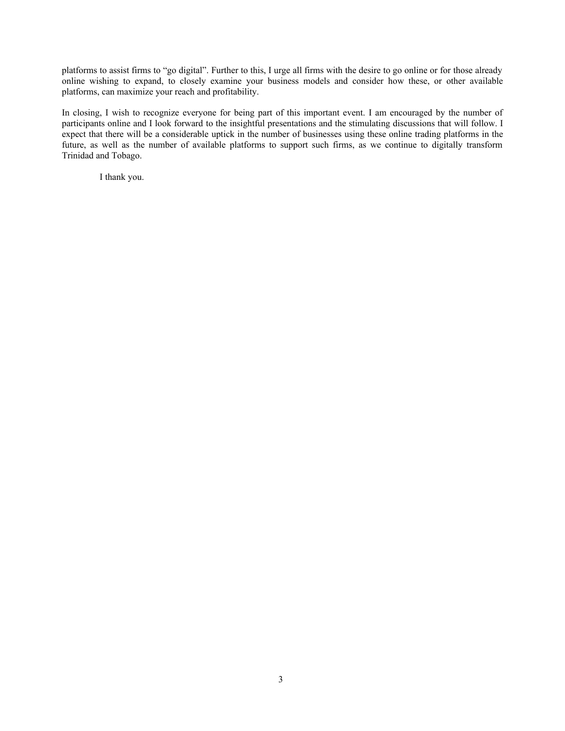platforms to assist firms to "go digital". Further to this, I urge all firms with the desire to go online or for those already online wishing to expand, to closely examine your business models and consider how these, or other available platforms, can maximize your reach and profitability.

In closing, I wish to recognize everyone for being part of this important event. I am encouraged by the number of participants online and I look forward to the insightful presentations and the stimulating discussions that will follow. I expect that there will be a considerable uptick in the number of businesses using these online trading platforms in the future, as well as the number of available platforms to support such firms, as we continue to digitally transform Trinidad and Tobago.

I thank you.